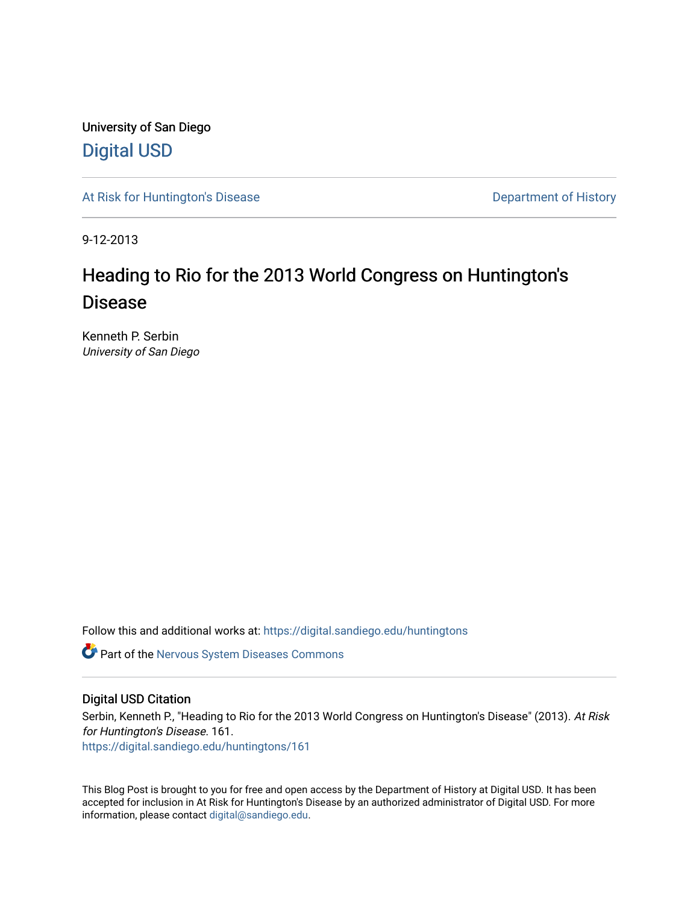University of San Diego

Digital USD

At Risk for Huntington's Disease

Department of History

9-12-2013

# Heading to Rio for the 2013 World Congress on Huntington's Disease

Kenneth P. Serbin

*University of San Diego*

Follow this and additional works at: https://digital.sandiego.edu/huntingtons

Part of the Nervous System Diseases Commons

## Digital USD Citation

Serbin, Kenneth P., "Heading to Rio for the 2013 World Congress on Huntington's Disease" (2013). *At Risk for Huntington's Disease*. 161.
https://digital.sandiego.edu/huntingtons/161

This Blog Post is brought to you for free and open access by the Department of History at Digital USD. It has been accepted for inclusion in At Risk for Huntington's Disease by an authorized administrator of Digital USD. For more information, please contact digital@sandiego.edu.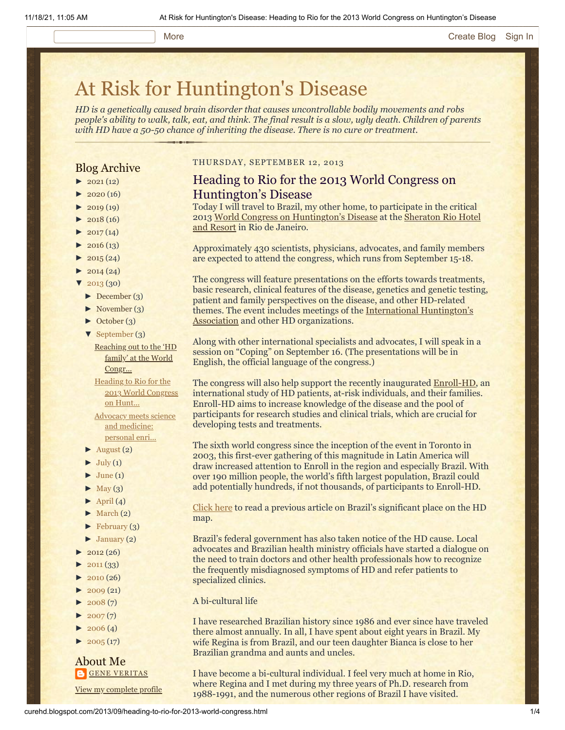# At Risk for Huntington's Disease

*HD is a genetically caused brain disorder that causes uncontrollable bodily movements and robs people's ability to walk, talk, eat, and think. The final result is a slow, ugly death. Children of parents with HD have a 50-50 chance of inheriting the disease. There is no cure or treatment.*

## Blog Archive

- ► 2021 (12)
- ► 2020 (16)
- ► 2019 (19)
- ► 2018 (16)
- ► 2017 (14)
- ► 2016 (13)
- ► 2015 (24)
- ► 2014 (24)
- ▼ 2013 (30)
  - ► December (3)
  - ► November (3)
  - ► October (3)
  - ▼ September (3)
    - Reaching out to the 'HD family' at the World Congr...
    - Heading to Rio for the 2013 World Congress on Hunt...
    - Advocacy meets science and medicine: personal enri...
  - ► August (2)
  - ► July (1)
  - ► June (1)
  - ► May (3)
  - ► April (4)
  - ► March (2)
  - ► February (3)
  - ► January (2)
- ► 2012 (26)
- ► 2011 (33)
- ► 2010 (26)
- ► 2009 (21)
- ► 2008 (7)
- ► 2007 (7)
- ► 2006 (4)
- ► 2005 (17)

## About Me

GENE VERITAS

View my complete profile

THURSDAY, SEPTEMBER 12, 2013

## Heading to Rio for the 2013 World Congress on Huntington's Disease

Today I will travel to Brazil, my other home, to participate in the critical 2013 World Congress on Huntington's Disease at the Sheraton Rio Hotel and Resort in Rio de Janeiro.

Approximately 430 scientists, physicians, advocates, and family members are expected to attend the congress, which runs from September 15-18.

The congress will feature presentations on the efforts towards treatments, basic research, clinical features of the disease, genetics and genetic testing, patient and family perspectives on the disease, and other HD-related themes. The event includes meetings of the International Huntington's Association and other HD organizations.

Along with other international specialists and advocates, I will speak in a session on "Coping" on September 16. (The presentations will be in English, the official language of the congress.)

The congress will also help support the recently inaugurated Enroll-HD, an international study of HD patients, at-risk individuals, and their families. Enroll-HD aims to increase knowledge of the disease and the pool of participants for research studies and clinical trials, which are crucial for developing tests and treatments.

The sixth world congress since the inception of the event in Toronto in 2003, this first-ever gathering of this magnitude in Latin America will draw increased attention to Enroll in the region and especially Brazil. With over 190 million people, the world's fifth largest population, Brazil could add potentially hundreds, if not thousands, of participants to Enroll-HD.

Click here to read a previous article on Brazil's significant place on the HD map.

Brazil's federal government has also taken notice of the HD cause. Local advocates and Brazilian health ministry officials have started a dialogue on the need to train doctors and other health professionals how to recognize the frequently misdiagnosed symptoms of HD and refer patients to specialized clinics.

A bi-cultural life

I have researched Brazilian history since 1986 and ever since have traveled there almost annually. In all, I have spent about eight years in Brazil. My wife Regina is from Brazil, and our teen daughter Bianca is close to her Brazilian grandma and aunts and uncles.

I have become a bi-cultural individual. I feel very much at home in Rio, where Regina and I met during my three years of Ph.D. research from 1988-1991, and the numerous other regions of Brazil I have visited.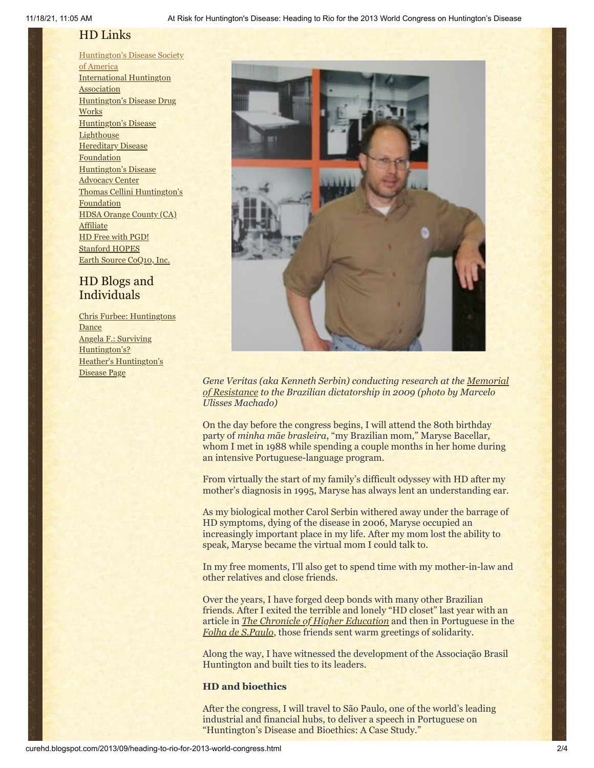## HD Links

[Huntington's Disease Society of America](#)
[International Huntington Association](#)
[Huntington's Disease Drug Works](#)
[Huntington's Disease Lighthouse](#)
[Hereditary Disease Foundation](#)
[Huntington's Disease Advocacy Center](#)
[Thomas Cellini Huntington's Foundation](#)
[HDSA Orange County (CA) Affiliate](#)
[HD Free with PGD!](#)
[Stanford HOPES](#)
[Earth Source CoQ10, Inc.](#)

## HD Blogs and Individuals

[Chris Furbee: Huntingtons Dance](#)
[Angela F.: Surviving Huntington's?](#)
[Heather's Huntington's Disease Page](#)

*Gene Veritas (aka Kenneth Serbin) conducting research at the Memorial of Resistance to the Brazilian dictatorship in 2009 (photo by Marcelo Ulisses Machado)*

On the day before the congress begins, I will attend the 80th birthday party of *minha mãe brasleira*, "my Brazilian mom," Maryse Bacellar, whom I met in 1988 while spending a couple months in her home during an intensive Portuguese-language program.

From virtually the start of my family's difficult odyssey with HD after my mother's diagnosis in 1995, Maryse has always lent an understanding ear.

As my biological mother Carol Serbin withered away under the barrage of HD symptoms, dying of the disease in 2006, Maryse occupied an increasingly important place in my life. After my mom lost the ability to speak, Maryse became the virtual mom I could talk to.

In my free moments, I'll also get to spend time with my mother-in-law and other relatives and close friends.

Over the years, I have forged deep bonds with many other Brazilian friends. After I exited the terrible and lonely "HD closet" last year with an article in *The Chronicle of Higher Education* and then in Portuguese in the *Folha de S.Paulo*, those friends sent warm greetings of solidarity.

Along the way, I have witnessed the development of the Associação Brasil Huntington and built ties to its leaders.

**HD and bioethics**

After the congress, I will travel to São Paulo, one of the world's leading industrial and financial hubs, to deliver a speech in Portuguese on "Huntington's Disease and Bioethics: A Case Study."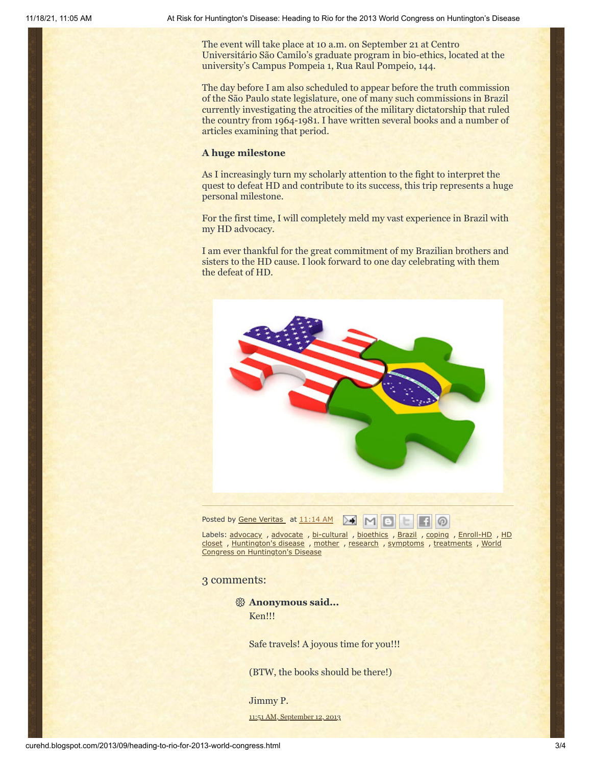The event will take place at 10 a.m. on September 21 at Centro Universitário São Camilo's graduate program in bio-ethics, located at the university's Campus Pompeia 1, Rua Raul Pompeio, 144.

The day before I am also scheduled to appear before the truth commission of the São Paulo state legislature, one of many such commissions in Brazil currently investigating the atrocities of the military dictatorship that ruled the country from 1964-1981. I have written several books and a number of articles examining that period.

**A huge milestone**

As I increasingly turn my scholarly attention to the fight to interpret the quest to defeat HD and contribute to its success, this trip represents a huge personal milestone.

For the first time, I will completely meld my vast experience in Brazil with my HD advocacy.

I am ever thankful for the great commitment of my Brazilian brothers and sisters to the HD cause. I look forward to one day celebrating with them the defeat of HD.

Posted by Gene Veritas at 11:14 AM

Labels: advocacy , advocate , bi-cultural , bioethics , Brazil , coping , Enroll-HD , HD closet , Huntington's disease , mother , research , symptoms , treatments , World Congress on Huntington's Disease

3 comments:

**Anonymous said...**

Ken!!!

Safe travels! A joyous time for you!!!

(BTW, the books should be there!)

Jimmy P.

11:51 AM, September 12, 2013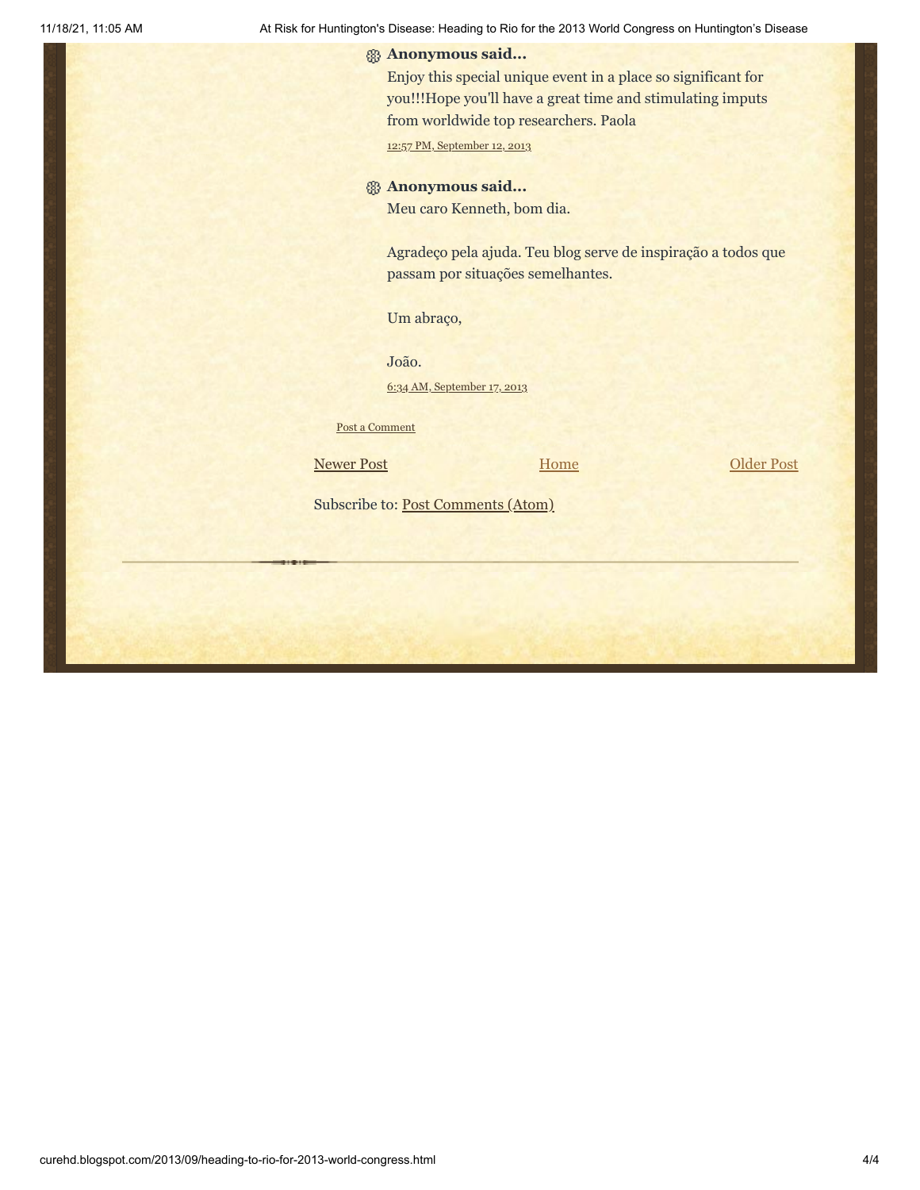**Anonymous said...**

Enjoy this special unique event in a place so significant for you!!!Hope you'll have a great time and stimulating imputs from worldwide top researchers. Paola

12:57 PM, September 12, 2013

**Anonymous said...**

Meu caro Kenneth, bom dia.

Agradeço pela ajuda. Teu blog serve de inspiração a todos que passam por situações semelhantes.

Um abraço,

João.

6:34 AM, September 17, 2013

Post a Comment

Newer Post Home Older Post

Subscribe to: Post Comments (Atom)